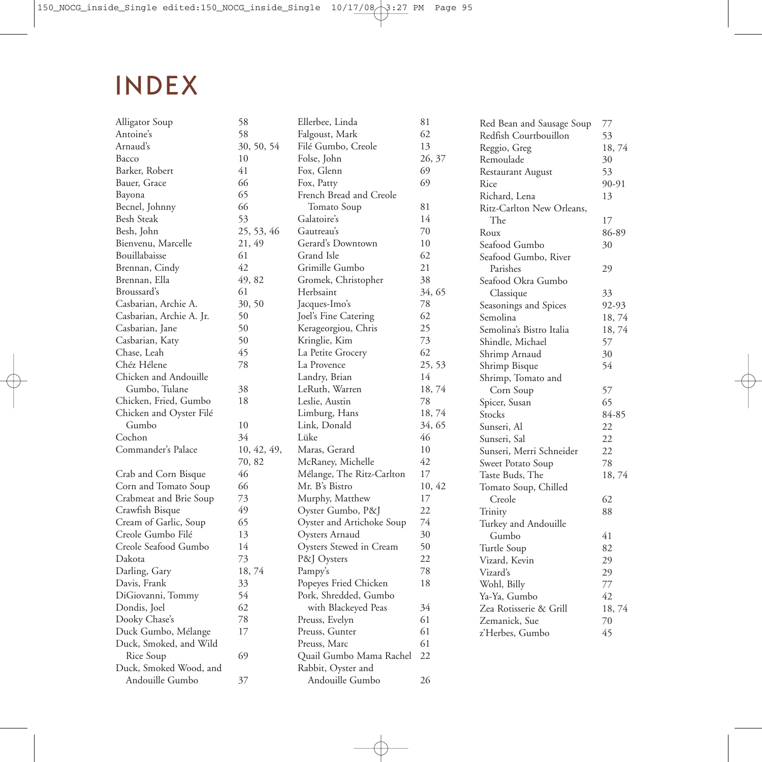# INDEX

Alligator Soup 58
Antoine's 58
Arnaud's 30, 50, 54
Bacco 10
Barker, Robert 41
Bauer, Grace 66
Bayona 65
Becnel, Johnny 66
Besh Steak 53
Besh, John 25, 53, 46
Bienvenu, Marcelle 21, 49
Bouillabaisse 61
Brennan, Cindy 42
Brennan, Ella 49, 82
Broussard's 61
Casbarian, Archie A. 30, 50
Casbarian, Archie A. Jr. 50
Casbarian, Jane 50
Casbarian, Katy 50
Chase, Leah 45
Chéz Hélene 78
Chicken and Andouille Gumbo, Tulane 38
Chicken, Fried, Gumbo 18
Chicken and Oyster Filé Gumbo 10
Cochon 34
Commander's Palace 10, 42, 49, 70, 82
Crab and Corn Bisque 46
Corn and Tomato Soup 66
Crabmeat and Brie Soup 73
Crawfish Bisque 49
Cream of Garlic, Soup 65
Creole Gumbo Filé 13
Creole Seafood Gumbo 14
Dakota 73
Darling, Gary 18, 74
Davis, Frank 33
DiGiovanni, Tommy 54
Dondis, Joel 62
Dooky Chase's 78
Duck Gumbo, Mélange 17
Duck, Smoked, and Wild Rice Soup 69
Duck, Smoked Wood, and Andouille Gumbo 37

Ellerbee, Linda 81
Falgoust, Mark 62
Filé Gumbo, Creole 13
Folse, John 26, 37
Fox, Glenn 69
Fox, Patty 69
French Bread and Creole Tomato Soup 81
Galatoire's 14
Gautreau's 70
Gerard's Downtown 10
Grand Isle 62
Grimille Gumbo 21
Gromek, Christopher 38
Herbsaint 34, 65
Jacques-Imo's 78
Joel's Fine Catering 62
Kerageorgiou, Chris 25
Kringlie, Kim 73
La Petite Grocery 62
La Provence 25, 53
Landry, Brian 14
LeRuth, Warren 18, 74
Leslie, Austin 78
Limburg, Hans 18, 74
Link, Donald 34, 65
Lüke 46
Maras, Gerard 10
McRaney, Michelle 42
Mélange, The Ritz-Carlton 17
Mr. B's Bistro 10, 42
Murphy, Matthew 17
Oyster Gumbo, P&J 22
Oyster and Artichoke Soup 74
Oysters Arnaud 30
Oysters Stewed in Cream 50
P&J Oysters 22
Pampy's 78
Popeyes Fried Chicken 18
Pork, Shredded, Gumbo with Blackeyed Peas 34
Preuss, Evelyn 61
Preuss, Gunter 61
Preuss, Marc 61
Quail Gumbo Mama Rachel 22
Rabbit, Oyster and Andouille Gumbo 26

Red Bean and Sausage Soup 77
Redfish Courtbouillon 53
Reggio, Greg 18, 74
Remoulade 30
Restaurant August 53
Rice 90-91
Richard, Lena 13
Ritz-Carlton New Orleans, The 17
Roux 86-89
Seafood Gumbo 30
Seafood Gumbo, River Parishes 29
Seafood Okra Gumbo Classique 33
Seasonings and Spices 92-93
Semolina 18, 74
Semolina's Bistro Italia 18, 74
Shindle, Michael 57
Shrimp Arnaud 30
Shrimp Bisque 54
Shrimp, Tomato and Corn Soup 57
Spicer, Susan 65
Stocks 84-85
Sunseri, Al 22
Sunseri, Sal 22
Sunseri, Merri Schneider 22
Sweet Potato Soup 78
Taste Buds, The 18, 74
Tomato Soup, Chilled Creole 62
Trinity 88
Turkey and Andouille Gumbo 41
Turtle Soup 82
Vizard, Kevin 29
Vizard's 29
Wohl, Billy 77
Ya-Ya, Gumbo 42
Zea Rotisserie & Grill 18, 74
Zemanick, Sue 70
z'Herbes, Gumbo 45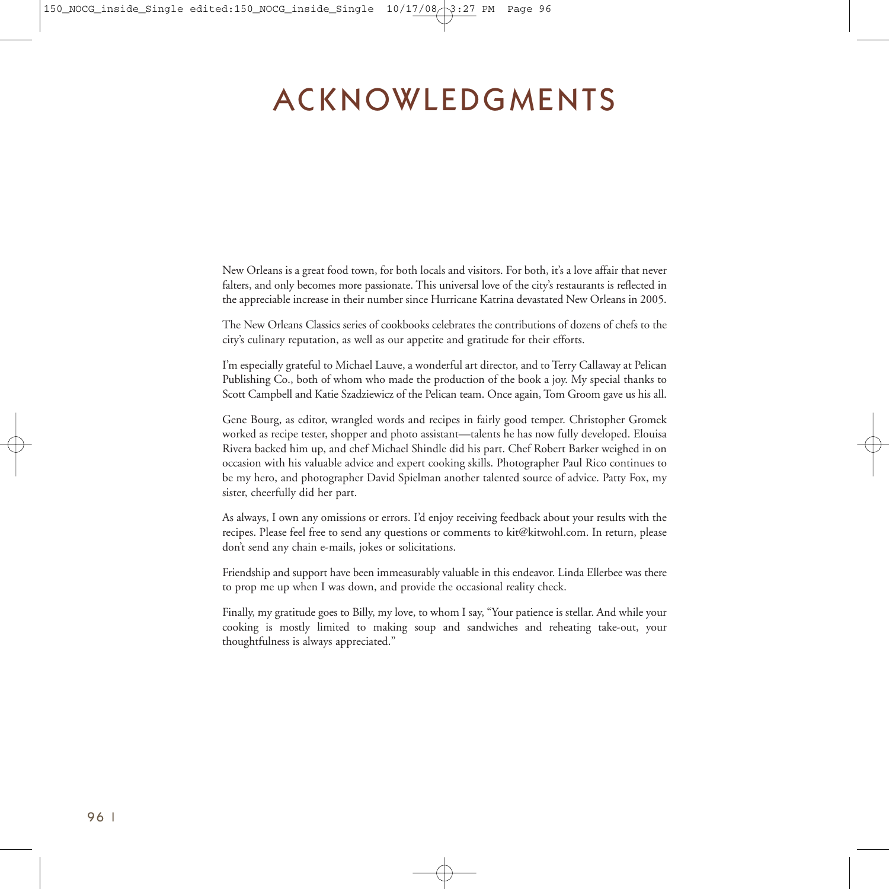# ACKNOWLEDGMENTS

New Orleans is a great food town, for both locals and visitors. For both, it's a love affair that never falters, and only becomes more passionate. This universal love of the city's restaurants is reflected in the appreciable increase in their number since Hurricane Katrina devastated New Orleans in 2005.

The New Orleans Classics series of cookbooks celebrates the contributions of dozens of chefs to the city's culinary reputation, as well as our appetite and gratitude for their efforts.

I'm especially grateful to Michael Lauve, a wonderful art director, and to Terry Callaway at Pelican Publishing Co., both of whom who made the production of the book a joy. My special thanks to Scott Campbell and Katie Szadziewicz of the Pelican team. Once again, Tom Groom gave us his all.

Gene Bourg, as editor, wrangled words and recipes in fairly good temper. Christopher Gromek worked as recipe tester, shopper and photo assistant—talents he has now fully developed. Elouisa Rivera backed him up, and chef Michael Shindle did his part. Chef Robert Barker weighed in on occasion with his valuable advice and expert cooking skills. Photographer Paul Rico continues to be my hero, and photographer David Spielman another talented source of advice. Patty Fox, my sister, cheerfully did her part.

As always, I own any omissions or errors. I'd enjoy receiving feedback about your results with the recipes. Please feel free to send any questions or comments to kit@kitwohl.com. In return, please don't send any chain e-mails, jokes or solicitations.

Friendship and support have been immeasurably valuable in this endeavor. Linda Ellerbee was there to prop me up when I was down, and provide the occasional reality check.

Finally, my gratitude goes to Billy, my love, to whom I say, "Your patience is stellar. And while your cooking is mostly limited to making soup and sandwiches and reheating take-out, your thoughtfulness is always appreciated."